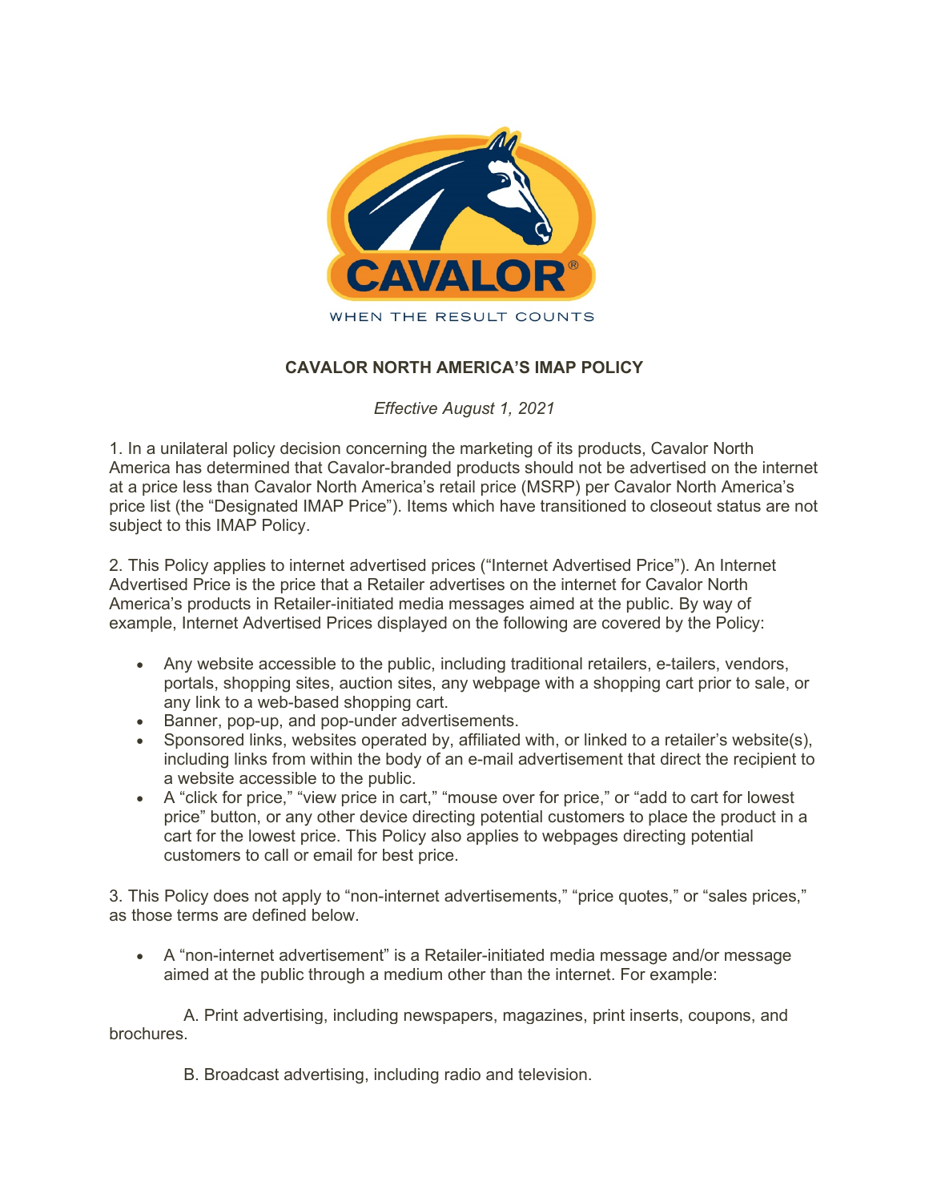# CAVALOR NORTH AMERICA'S IMAP POLICY

*Effective August 1, 2021*

1. In a unilateral policy decision concerning the marketing of its products, Cavalor North America has determined that Cavalor-branded products should not be advertised on the internet at a price less than Cavalor North America's retail price (MSRP) per Cavalor North America's price list (the "Designated IMAP Price"). Items which have transitioned to closeout status are not subject to this IMAP Policy.

2. This Policy applies to internet advertised prices ("Internet Advertised Price"). An Internet Advertised Price is the price that a Retailer advertises on the internet for Cavalor North America's products in Retailer-initiated media messages aimed at the public. By way of example, Internet Advertised Prices displayed on the following are covered by the Policy:

- Any website accessible to the public, including traditional retailers, e-tailers, vendors, portals, shopping sites, auction sites, any webpage with a shopping cart prior to sale, or any link to a web-based shopping cart.
- Banner, pop-up, and pop-under advertisements.
- Sponsored links, websites operated by, affiliated with, or linked to a retailer's website(s), including links from within the body of an e-mail advertisement that direct the recipient to a website accessible to the public.
- A "click for price," "view price in cart," "mouse over for price," or "add to cart for lowest price" button, or any other device directing potential customers to place the product in a cart for the lowest price. This Policy also applies to webpages directing potential customers to call or email for best price.

3. This Policy does not apply to "non-internet advertisements," "price quotes," or "sales prices," as those terms are defined below.

- A "non-internet advertisement" is a Retailer-initiated media message and/or message aimed at the public through a medium other than the internet. For example:

    A. Print advertising, including newspapers, magazines, print inserts, coupons, and brochures.

    B. Broadcast advertising, including radio and television.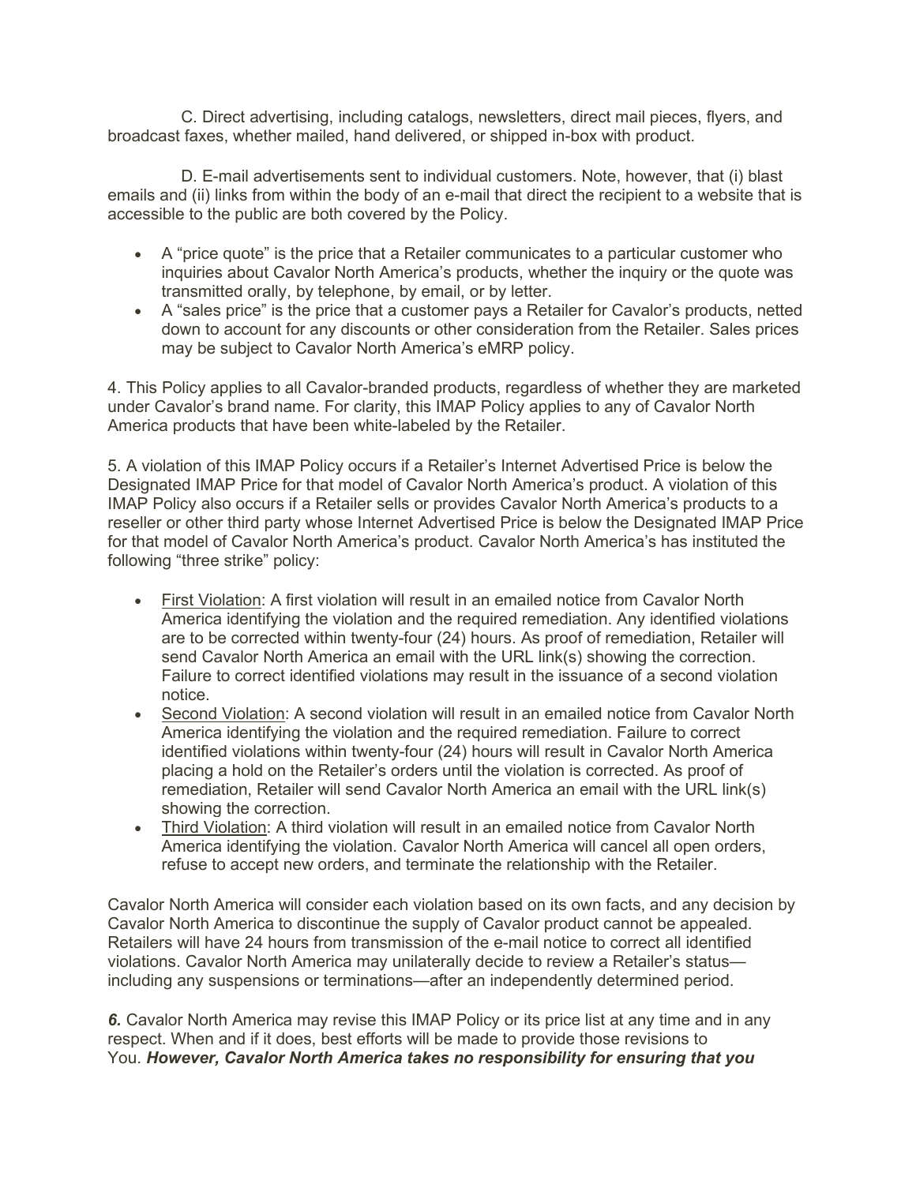C. Direct advertising, including catalogs, newsletters, direct mail pieces, flyers, and broadcast faxes, whether mailed, hand delivered, or shipped in-box with product.

D. E-mail advertisements sent to individual customers. Note, however, that (i) blast emails and (ii) links from within the body of an e-mail that direct the recipient to a website that is accessible to the public are both covered by the Policy.

- A "price quote" is the price that a Retailer communicates to a particular customer who inquiries about Cavalor North America's products, whether the inquiry or the quote was transmitted orally, by telephone, by email, or by letter.
- A "sales price" is the price that a customer pays a Retailer for Cavalor's products, netted down to account for any discounts or other consideration from the Retailer. Sales prices may be subject to Cavalor North America's eMRP policy.

4. This Policy applies to all Cavalor-branded products, regardless of whether they are marketed under Cavalor's brand name. For clarity, this IMAP Policy applies to any of Cavalor North America products that have been white-labeled by the Retailer.

5. A violation of this IMAP Policy occurs if a Retailer's Internet Advertised Price is below the Designated IMAP Price for that model of Cavalor North America's product. A violation of this IMAP Policy also occurs if a Retailer sells or provides Cavalor North America's products to a reseller or other third party whose Internet Advertised Price is below the Designated IMAP Price for that model of Cavalor North America's product. Cavalor North America's has instituted the following "three strike" policy:

- <u>First Violation</u>: A first violation will result in an emailed notice from Cavalor North America identifying the violation and the required remediation. Any identified violations are to be corrected within twenty-four (24) hours. As proof of remediation, Retailer will send Cavalor North America an email with the URL link(s) showing the correction. Failure to correct identified violations may result in the issuance of a second violation notice.
- <u>Second Violation</u>: A second violation will result in an emailed notice from Cavalor North America identifying the violation and the required remediation. Failure to correct identified violations within twenty-four (24) hours will result in Cavalor North America placing a hold on the Retailer's orders until the violation is corrected. As proof of remediation, Retailer will send Cavalor North America an email with the URL link(s) showing the correction.
- <u>Third Violation</u>: A third violation will result in an emailed notice from Cavalor North America identifying the violation. Cavalor North America will cancel all open orders, refuse to accept new orders, and terminate the relationship with the Retailer.

Cavalor North America will consider each violation based on its own facts, and any decision by Cavalor North America to discontinue the supply of Cavalor product cannot be appealed. Retailers will have 24 hours from transmission of the e-mail notice to correct all identified violations. Cavalor North America may unilaterally decide to review a Retailer's status—including any suspensions or terminations—after an independently determined period.

***6.*** Cavalor North America may revise this IMAP Policy or its price list at any time and in any respect. When and if it does, best efforts will be made to provide those revisions to You. ***However, Cavalor North America takes no responsibility for ensuring that you***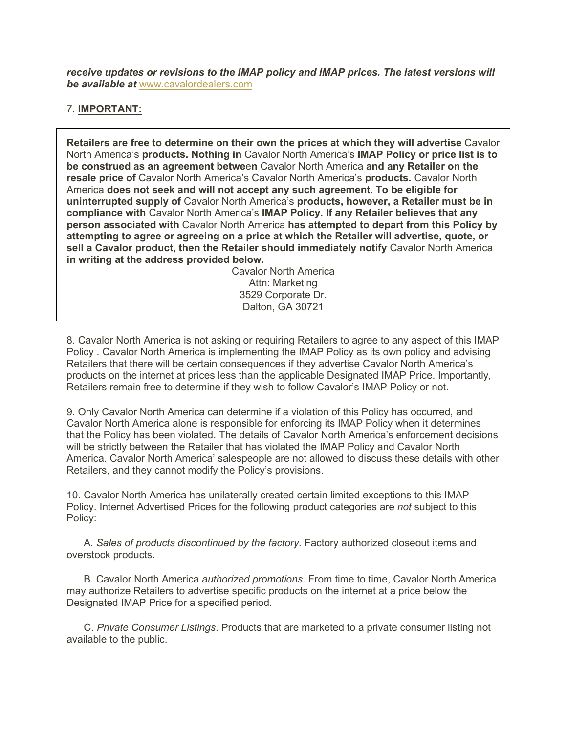***receive updates or revisions to the IMAP policy and IMAP prices. The latest versions will be available at*** www.cavalordealers.com

7. **IMPORTANT:**

**Retailers are free to determine on their own the prices at which they will advertise** Cavalor North America's **products. Nothing in** Cavalor North America's **IMAP Policy or price list is to be construed as an agreement between** Cavalor North America **and any Retailer on the resale price of** Cavalor North America's Cavalor North America's **products.** Cavalor North America **does not seek and will not accept any such agreement. To be eligible for uninterrupted supply of** Cavalor North America's **products, however, a Retailer must be in compliance with** Cavalor North America's **IMAP Policy. If any Retailer believes that any person associated with** Cavalor North America **has attempted to depart from this Policy by attempting to agree or agreeing on a price at which the Retailer will advertise, quote, or sell a Cavalor product, then the Retailer should immediately notify** Cavalor North America **in writing at the address provided below.**

Cavalor North America
Attn: Marketing
3529 Corporate Dr.
Dalton, GA 30721

8. Cavalor North America is not asking or requiring Retailers to agree to any aspect of this IMAP Policy . Cavalor North America is implementing the IMAP Policy as its own policy and advising Retailers that there will be certain consequences if they advertise Cavalor North America's products on the internet at prices less than the applicable Designated IMAP Price. Importantly, Retailers remain free to determine if they wish to follow Cavalor's IMAP Policy or not.

9. Only Cavalor North America can determine if a violation of this Policy has occurred, and Cavalor North America alone is responsible for enforcing its IMAP Policy when it determines that the Policy has been violated. The details of Cavalor North America's enforcement decisions will be strictly between the Retailer that has violated the IMAP Policy and Cavalor North America. Cavalor North America' salespeople are not allowed to discuss these details with other Retailers, and they cannot modify the Policy's provisions.

10. Cavalor North America has unilaterally created certain limited exceptions to this IMAP Policy. Internet Advertised Prices for the following product categories are *not* subject to this Policy:

A. *Sales of products discontinued by the factory.* Factory authorized closeout items and overstock products.

B. Cavalor North America *authorized promotions*. From time to time, Cavalor North America may authorize Retailers to advertise specific products on the internet at a price below the Designated IMAP Price for a specified period.

C. *Private Consumer Listings*. Products that are marketed to a private consumer listing not available to the public.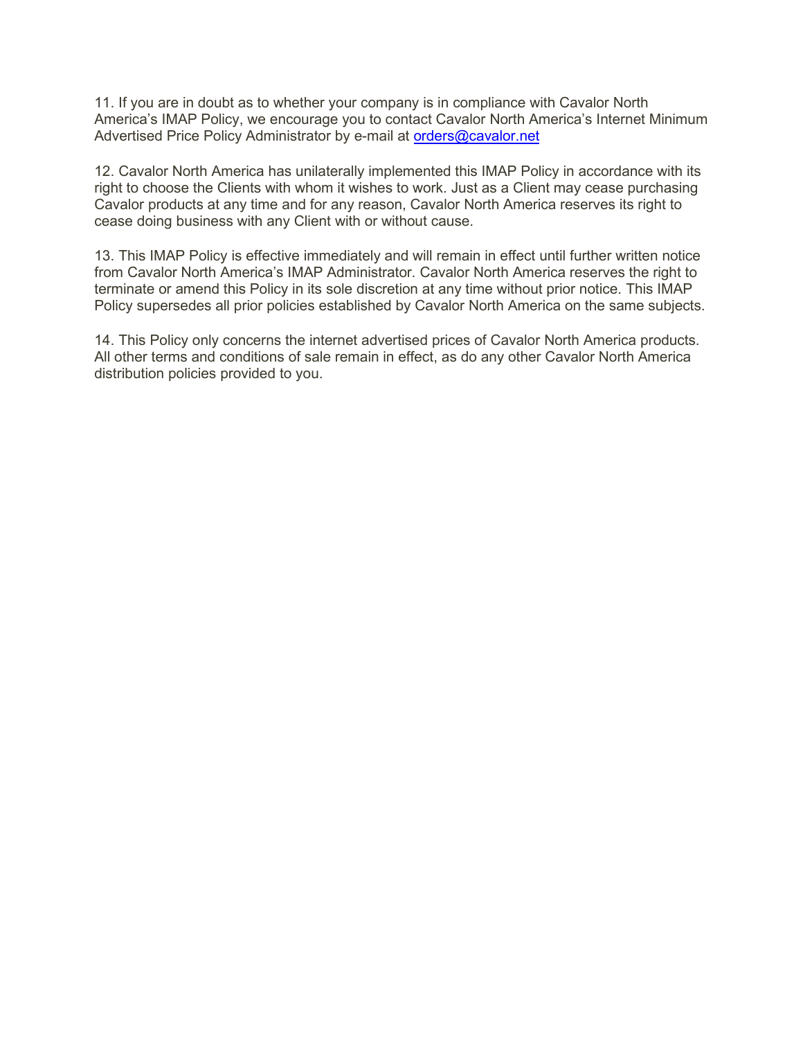11. If you are in doubt as to whether your company is in compliance with Cavalor North America's IMAP Policy, we encourage you to contact Cavalor North America's Internet Minimum Advertised Price Policy Administrator by e-mail at [orders@cavalor.net](mailto:orders@cavalor.net)

12. Cavalor North America has unilaterally implemented this IMAP Policy in accordance with its right to choose the Clients with whom it wishes to work. Just as a Client may cease purchasing Cavalor products at any time and for any reason, Cavalor North America reserves its right to cease doing business with any Client with or without cause.

13. This IMAP Policy is effective immediately and will remain in effect until further written notice from Cavalor North America's IMAP Administrator. Cavalor North America reserves the right to terminate or amend this Policy in its sole discretion at any time without prior notice. This IMAP Policy supersedes all prior policies established by Cavalor North America on the same subjects.

14. This Policy only concerns the internet advertised prices of Cavalor North America products. All other terms and conditions of sale remain in effect, as do any other Cavalor North America distribution policies provided to you.